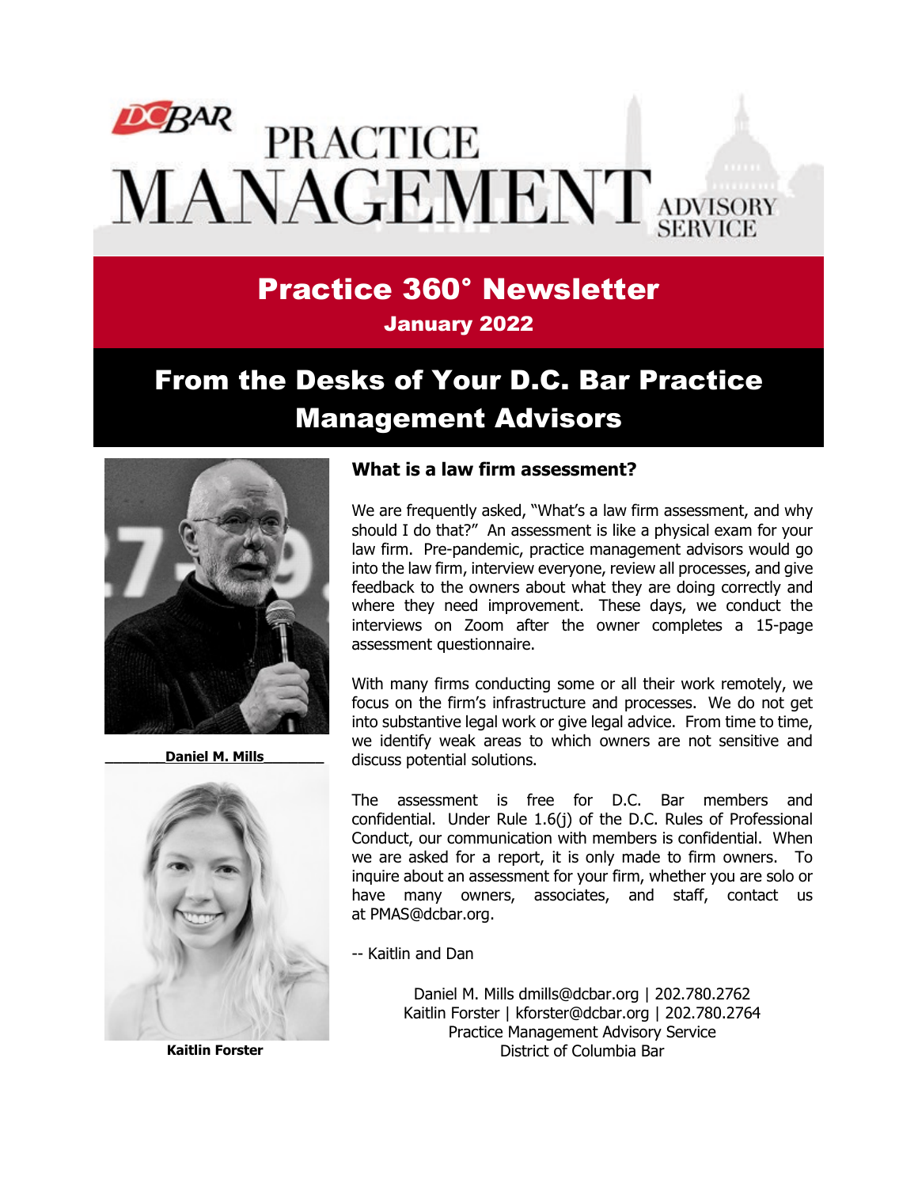# DC BAR PRACTICE MANAGEMENT ADVISORY SERVICE

## Practice 360° Newsletter

**January 2022**

## From the Desks of Your D.C. Bar Practice Management Advisors

**Daniel M. Mills**

**Kaitlin Forster**

### What is a law firm assessment?

We are frequently asked, "What's a law firm assessment, and why should I do that?" An assessment is like a physical exam for your law firm. Pre-pandemic, practice management advisors would go into the law firm, interview everyone, review all processes, and give feedback to the owners about what they are doing correctly and where they need improvement. These days, we conduct the interviews on Zoom after the owner completes a 15-page assessment questionnaire.

With many firms conducting some or all their work remotely, we focus on the firm's infrastructure and processes. We do not get into substantive legal work or give legal advice. From time to time, we identify weak areas to which owners are not sensitive and discuss potential solutions.

The assessment is free for D.C. Bar members and confidential. Under Rule 1.6(j) of the D.C. Rules of Professional Conduct, our communication with members is confidential. When we are asked for a report, it is only made to firm owners. To inquire about an assessment for your firm, whether you are solo or have many owners, associates, and staff, contact us at PMAS@dcbar.org.

-- Kaitlin and Dan

Daniel M. Mills dmills@dcbar.org | 202.780.2762
Kaitlin Forster | kforster@dcbar.org | 202.780.2764
Practice Management Advisory Service
District of Columbia Bar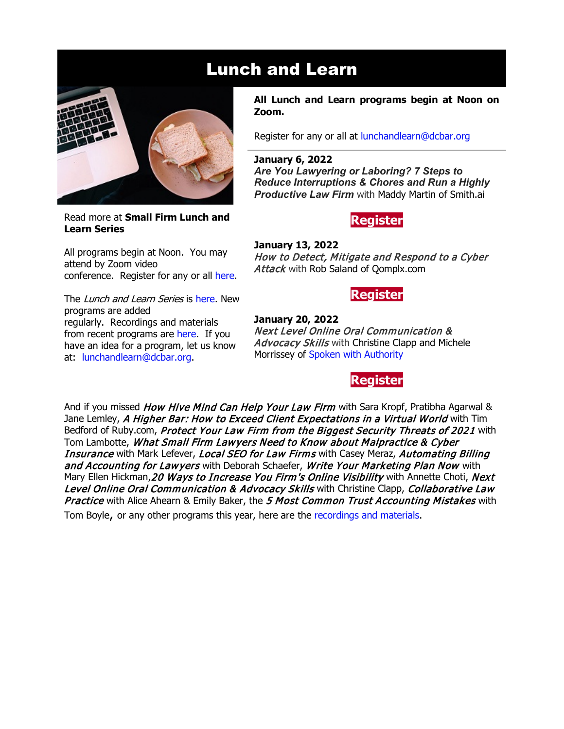# Lunch and Learn

Read more at **Small Firm Lunch and Learn Series**

All programs begin at Noon. You may attend by Zoom video conference. Register for any or all here.

The *Lunch and Learn Series* is here. New programs are added regularly. Recordings and materials from recent programs are here. If you have an idea for a program, let us know at: lunchandlearn@dcbar.org.

**All Lunch and Learn programs begin at Noon on Zoom.**

Register for any or all at lunchandlearn@dcbar.org

**January 6, 2022**
***Are You Lawyering or Laboring? 7 Steps to Reduce Interruptions & Chores and Run a Highly Productive Law Firm*** with Maddy Martin of Smith.ai

**Register**

**January 13, 2022**
*How to Detect, Mitigate and Respond to a Cyber Attack* with Rob Saland of Qomplx.com

**Register**

**January 20, 2022**
*Next Level Online Oral Communication & Advocacy Skills* with Christine Clapp and Michele Morrissey of Spoken with Authority

**Register**

And if you missed ***How Hive Mind Can Help Your Law Firm*** with Sara Kropf, Pratibha Agarwal & Jane Lemley, ***A Higher Bar: How to Exceed Client Expectations in a Virtual World*** with Tim Bedford of Ruby.com, ***Protect Your Law Firm from the Biggest Security Threats of 2021*** with Tom Lambotte, ***What Small Firm Lawyers Need to Know about Malpractice & Cyber Insurance*** with Mark Lefever, ***Local SEO for Law Firms*** with Casey Meraz, ***Automating Billing and Accounting for Lawyers*** with Deborah Schaefer, ***Write Your Marketing Plan Now*** with Mary Ellen Hickman,***20 Ways to Increase You Firm's Online Visibility*** with Annette Choti, ***Next Level Online Oral Communication & Advocacy Skills*** with Christine Clapp, ***Collaborative Law Practice*** with Alice Ahearn & Emily Baker, the ***5 Most Common Trust Accounting Mistakes*** with Tom Boyle, or any other programs this year, here are the recordings and materials.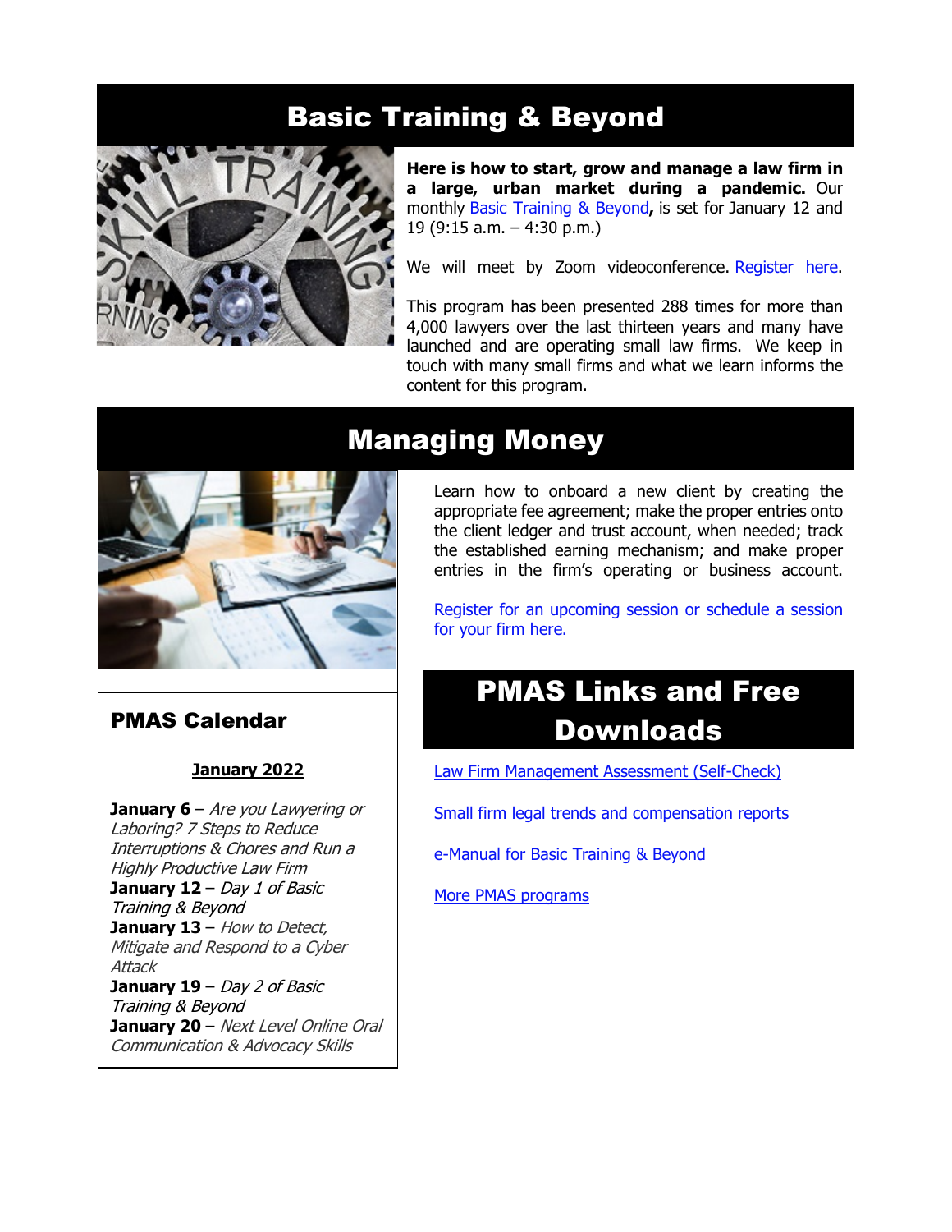# Basic Training & Beyond

**Here is how to start, grow and manage a law firm in a large, urban market during a pandemic.** Our monthly Basic Training & Beyond**,** is set for January 12 and 19 (9:15 a.m. – 4:30 p.m.)

We will meet by Zoom videoconference. Register here.

This program has been presented 288 times for more than 4,000 lawyers over the last thirteen years and many have launched and are operating small law firms. We keep in touch with many small firms and what we learn informs the content for this program.

# Managing Money

Learn how to onboard a new client by creating the appropriate fee agreement; make the proper entries onto the client ledger and trust account, when needed; track the established earning mechanism; and make proper entries in the firm's operating or business account.

Register for an upcoming session or schedule a session for your firm here.

## PMAS Calendar

**January 2022**

**January 6** – *Are you Lawyering or Laboring? 7 Steps to Reduce Interruptions & Chores and Run a Highly Productive Law Firm*
**January 12** – *Day 1 of Basic Training & Beyond*
**January 13** – *How to Detect, Mitigate and Respond to a Cyber Attack*
**January 19** – *Day 2 of Basic Training & Beyond*
**January 20** – *Next Level Online Oral Communication & Advocacy Skills*

# PMAS Links and Free Downloads

Law Firm Management Assessment (Self-Check)

Small firm legal trends and compensation reports

e-Manual for Basic Training & Beyond

More PMAS programs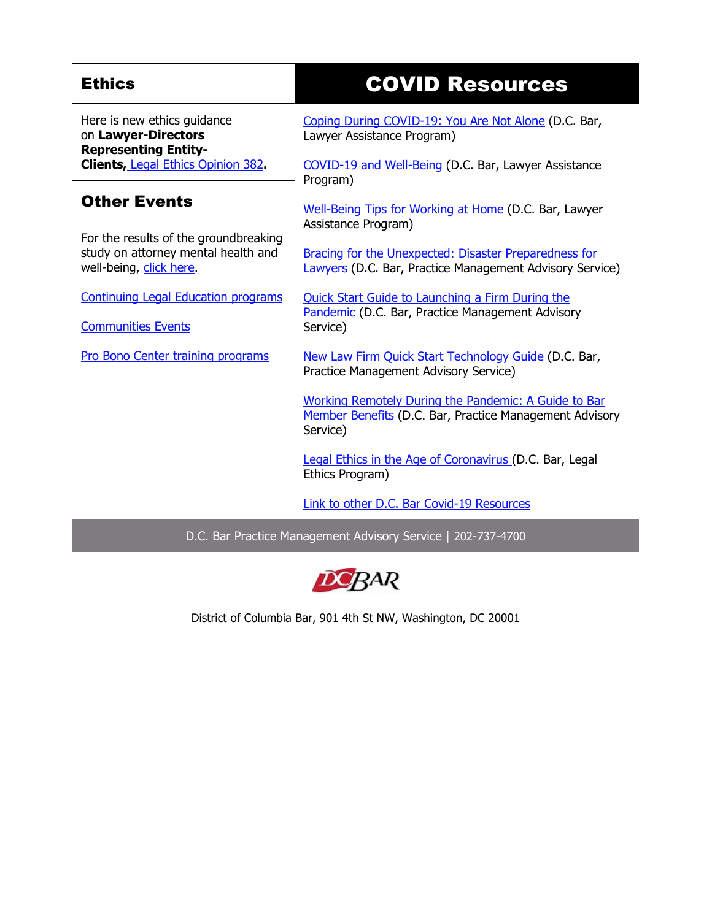## Ethics

Here is new ethics guidance on **Lawyer-Directors Representing Entity-Clients,** Legal Ethics Opinion 382**.**

## Other Events

For the results of the groundbreaking study on attorney mental health and well-being, click here.

Continuing Legal Education programs

Communities Events

Pro Bono Center training programs

# COVID Resources

Coping During COVID-19: You Are Not Alone (D.C. Bar, Lawyer Assistance Program)

COVID-19 and Well-Being (D.C. Bar, Lawyer Assistance Program)

Well-Being Tips for Working at Home (D.C. Bar, Lawyer Assistance Program)

Bracing for the Unexpected: Disaster Preparedness for Lawyers (D.C. Bar, Practice Management Advisory Service)

Quick Start Guide to Launching a Firm During the Pandemic (D.C. Bar, Practice Management Advisory Service)

New Law Firm Quick Start Technology Guide (D.C. Bar, Practice Management Advisory Service)

Working Remotely During the Pandemic: A Guide to Bar Member Benefits (D.C. Bar, Practice Management Advisory Service)

Legal Ethics in the Age of Coronavirus (D.C. Bar, Legal Ethics Program)

Link to other D.C. Bar Covid-19 Resources

D.C. Bar Practice Management Advisory Service | 202-737-4700

DCBAR

District of Columbia Bar, 901 4th St NW, Washington, DC 20001